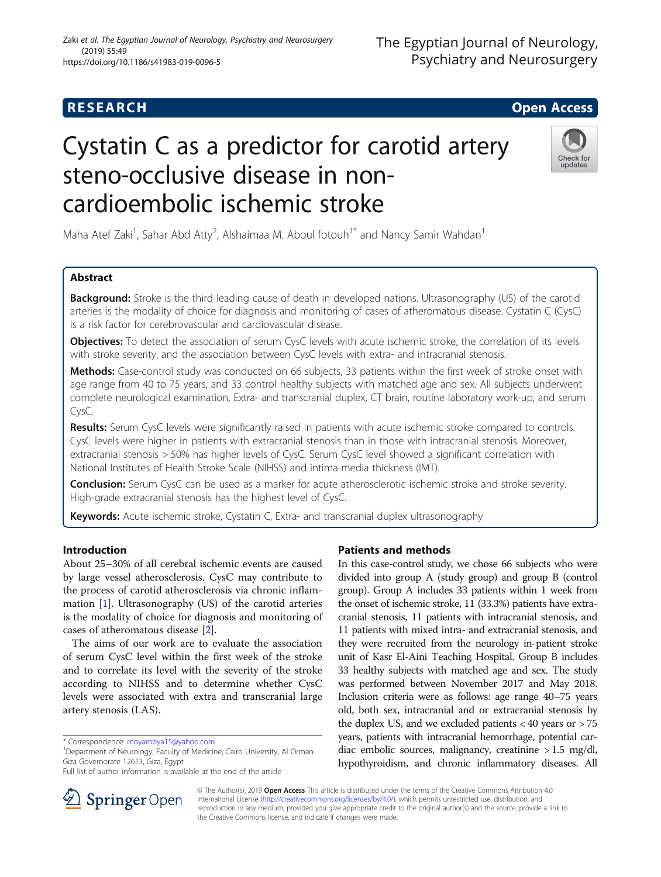**RESEARCH** **Open Access**

# Cystatin C as a predictor for carotid artery steno-occlusive disease in non-cardioembolic ischemic stroke

Maha Atef Zaki[1], Sahar Abd Atty[2], Alshaimaa M. Aboul fotouh[1*] and Nancy Samir Wahdan[1]

## Abstract

**Background:** Stroke is the third leading cause of death in developed nations. Ultrasonography (US) of the carotid arteries is the modality of choice for diagnosis and monitoring of cases of atheromatous disease. Cystatin C (CysC) is a risk factor for cerebrovascular and cardiovascular disease.

**Objectives:** To detect the association of serum CysC levels with acute ischemic stroke, the correlation of its levels with stroke severity, and the association between CysC levels with extra- and intracranial stenosis.

**Methods:** Case-control study was conducted on 66 subjects, 33 patients within the first week of stroke onset with age range from 40 to 75 years, and 33 control healthy subjects with matched age and sex. All subjects underwent complete neurological examination, Extra- and transcranial duplex, CT brain, routine laboratory work-up, and serum CysC.

**Results:** Serum CysC levels were significantly raised in patients with acute ischemic stroke compared to controls. CysC levels were higher in patients with extracranial stenosis than in those with intracranial stenosis. Moreover, extracranial stenosis > 50% has higher levels of CysC. Serum CysC level showed a significant correlation with National Institutes of Health Stroke Scale (NIHSS) and intima-media thickness (IMT).

**Conclusion:** Serum CysC can be used as a marker for acute atherosclerotic ischemic stroke and stroke severity. High-grade extracranial stenosis has the highest level of CysC.

**Keywords:** Acute ischemic stroke, Cystatin C, Extra- and transcranial duplex ultrasonography

## Introduction

About 25–30% of all cerebral ischemic events are caused by large vessel atherosclerosis. CysC may contribute to the process of carotid atherosclerosis via chronic inflammation [1]. Ultrasonography (US) of the carotid arteries is the modality of choice for diagnosis and monitoring of cases of atheromatous disease [2].

The aims of our work are to evaluate the association of serum CysC level within the first week of the stroke and to correlate its level with the severity of the stroke according to NIHSS and to determine whether CysC levels were associated with extra and transcranial large artery stenosis (LAS).

## Patients and methods

In this case-control study, we chose 66 subjects who were divided into group A (study group) and group B (control group). Group A includes 33 patients within 1 week from the onset of ischemic stroke, 11 (33.3%) patients have extracranial stenosis, 11 patients with intracranial stenosis, and 11 patients with mixed intra- and extracranial stenosis, and they were recruited from the neurology in-patient stroke unit of Kasr El-Aini Teaching Hospital. Group B includes 33 healthy subjects with matched age and sex. The study was performed between November 2017 and May 2018. Inclusion criteria were as follows: age range 40–75 years old, both sex, intracranial and or extracranial stenosis by the duplex US, and we excluded patients < 40 years or > 75 years, patients with intracranial hemorrhage, potential cardiac embolic sources, malignancy, creatinine > 1.5 mg/dl, hypothyroidism, and chronic inflammatory diseases. All

\* Correspondence: moyamoya15@yahoo.com
[1]Department of Neurology, Faculty of Medicine, Cairo University, Al Orman Giza Governorate 12613, Giza, Egypt
Full list of author information is available at the end of the article

© The Author(s). 2019 **Open Access** This article is distributed under the terms of the Creative Commons Attribution 4.0 International License (http://creativecommons.org/licenses/by/4.0/), which permits unrestricted use, distribution, and reproduction in any medium, provided you give appropriate credit to the original author(s) and the source, provide a link to the Creative Commons license, and indicate if changes were made.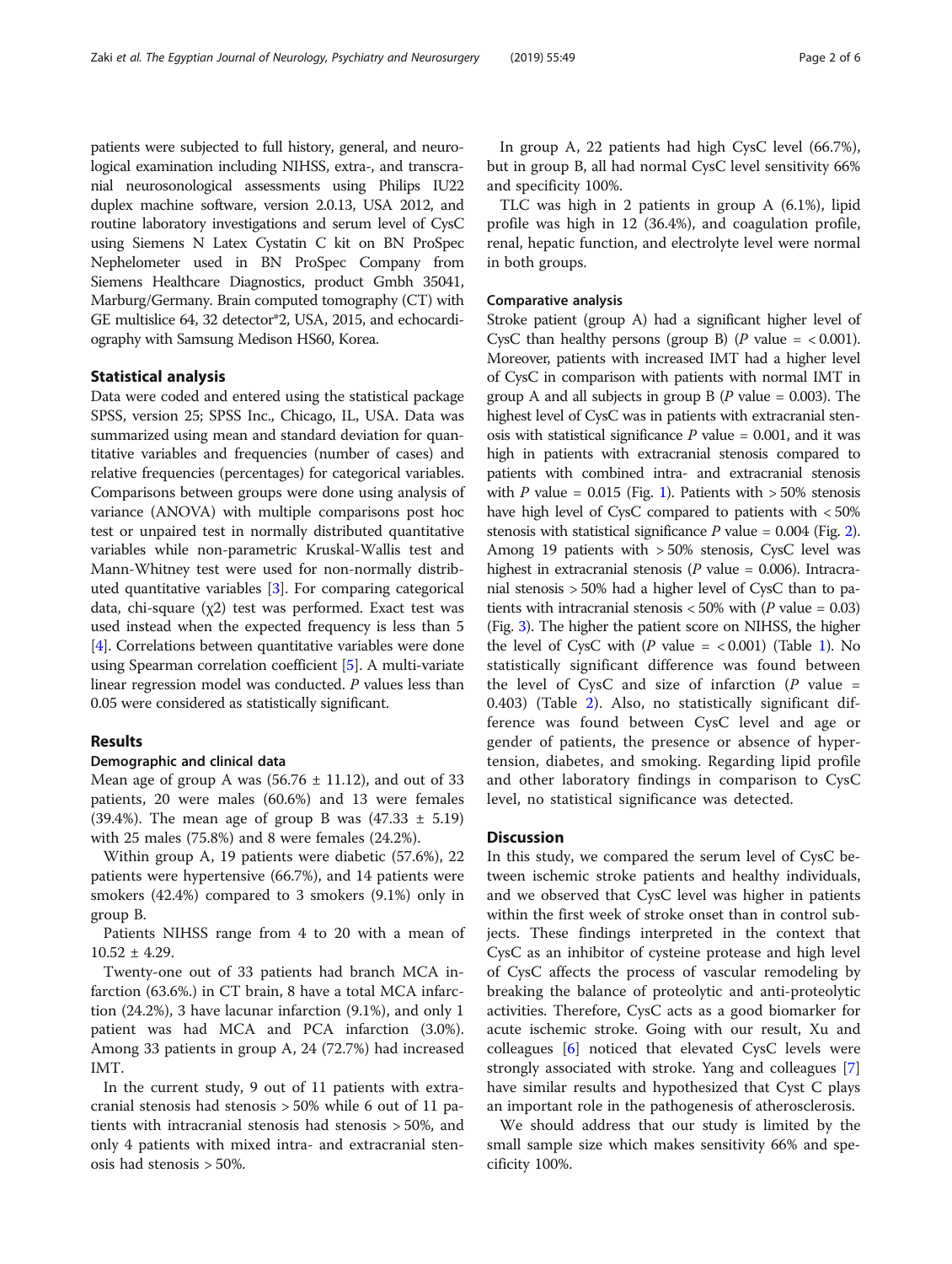patients were subjected to full history, general, and neurological examination including NIHSS, extra-, and transcranial neurosonological assessments using Philips IU22 duplex machine software, version 2.0.13, USA 2012, and routine laboratory investigations and serum level of CysC using Siemens N Latex Cystatin C kit on BN ProSpec Nephelometer used in BN ProSpec Company from Siemens Healthcare Diagnostics, product Gmbh 35041, Marburg/Germany. Brain computed tomography (CT) with GE multislice 64, 32 detector*2, USA, 2015, and echocardiography with Samsung Medison HS60, Korea.

## Statistical analysis

Data were coded and entered using the statistical package SPSS, version 25; SPSS Inc., Chicago, IL, USA. Data was summarized using mean and standard deviation for quantitative variables and frequencies (number of cases) and relative frequencies (percentages) for categorical variables. Comparisons between groups were done using analysis of variance (ANOVA) with multiple comparisons post hoc test or unpaired test in normally distributed quantitative variables while non-parametric Kruskal-Wallis test and Mann-Whitney test were used for non-normally distributed quantitative variables [3]. For comparing categorical data, chi-square ($\chi 2$) test was performed. Exact test was used instead when the expected frequency is less than 5 [4]. Correlations between quantitative variables were done using Spearman correlation coefficient [5]. A multi-variate linear regression model was conducted. *P* values less than 0.05 were considered as statistically significant.

## Results

### Demographic and clinical data

Mean age of group A was (56.76 ± 11.12), and out of 33 patients, 20 were males (60.6%) and 13 were females (39.4%). The mean age of group B was (47.33 ± 5.19) with 25 males (75.8%) and 8 were females (24.2%).

Within group A, 19 patients were diabetic (57.6%), 22 patients were hypertensive (66.7%), and 14 patients were smokers (42.4%) compared to 3 smokers (9.1%) only in group B.

Patients NIHSS range from 4 to 20 with a mean of 10.52 ± 4.29.

Twenty-one out of 33 patients had branch MCA infarction (63.6%.) in CT brain, 8 have a total MCA infarction (24.2%), 3 have lacunar infarction (9.1%), and only 1 patient was had MCA and PCA infarction (3.0%). Among 33 patients in group A, 24 (72.7%) had increased IMT.

In the current study, 9 out of 11 patients with extracranial stenosis had stenosis > 50% while 6 out of 11 patients with intracranial stenosis had stenosis > 50%, and only 4 patients with mixed intra- and extracranial stenosis had stenosis > 50%.

In group A, 22 patients had high CysC level (66.7%), but in group B, all had normal CysC level sensitivity 66% and specificity 100%.

TLC was high in 2 patients in group A (6.1%), lipid profile was high in 12 (36.4%), and coagulation profile, renal, hepatic function, and electrolyte level were normal in both groups.

### Comparative analysis

Stroke patient (group A) had a significant higher level of CysC than healthy persons (group B) (*P* value = < 0.001). Moreover, patients with increased IMT had a higher level of CysC in comparison with patients with normal IMT in group A and all subjects in group B (*P* value = 0.003). The highest level of CysC was in patients with extracranial stenosis with statistical significance *P* value = 0.001, and it was high in patients with extracranial stenosis compared to patients with combined intra- and extracranial stenosis with *P* value = 0.015 (Fig. 1). Patients with > 50% stenosis have high level of CysC compared to patients with < 50% stenosis with statistical significance *P* value = 0.004 (Fig. 2). Among 19 patients with > 50% stenosis, CysC level was highest in extracranial stenosis (*P* value = 0.006). Intracranial stenosis > 50% had a higher level of CysC than to patients with intracranial stenosis < 50% with (*P* value = 0.03) (Fig. 3). The higher the patient score on NIHSS, the higher the level of CysC with (*P* value = < 0.001) (Table 1). No statistically significant difference was found between the level of CysC and size of infarction (*P* value = 0.403) (Table 2). Also, no statistically significant difference was found between CysC level and age or gender of patients, the presence or absence of hypertension, diabetes, and smoking. Regarding lipid profile and other laboratory findings in comparison to CysC level, no statistical significance was detected.

## Discussion

In this study, we compared the serum level of CysC between ischemic stroke patients and healthy individuals, and we observed that CysC level was higher in patients within the first week of stroke onset than in control subjects. These findings interpreted in the context that CysC as an inhibitor of cysteine protease and high level of CysC affects the process of vascular remodeling by breaking the balance of proteolytic and anti-proteolytic activities. Therefore, CysC acts as a good biomarker for acute ischemic stroke. Going with our result, Xu and colleagues [6] noticed that elevated CysC levels were strongly associated with stroke. Yang and colleagues [7] have similar results and hypothesized that Cyst C plays an important role in the pathogenesis of atherosclerosis.

We should address that our study is limited by the small sample size which makes sensitivity 66% and specificity 100%.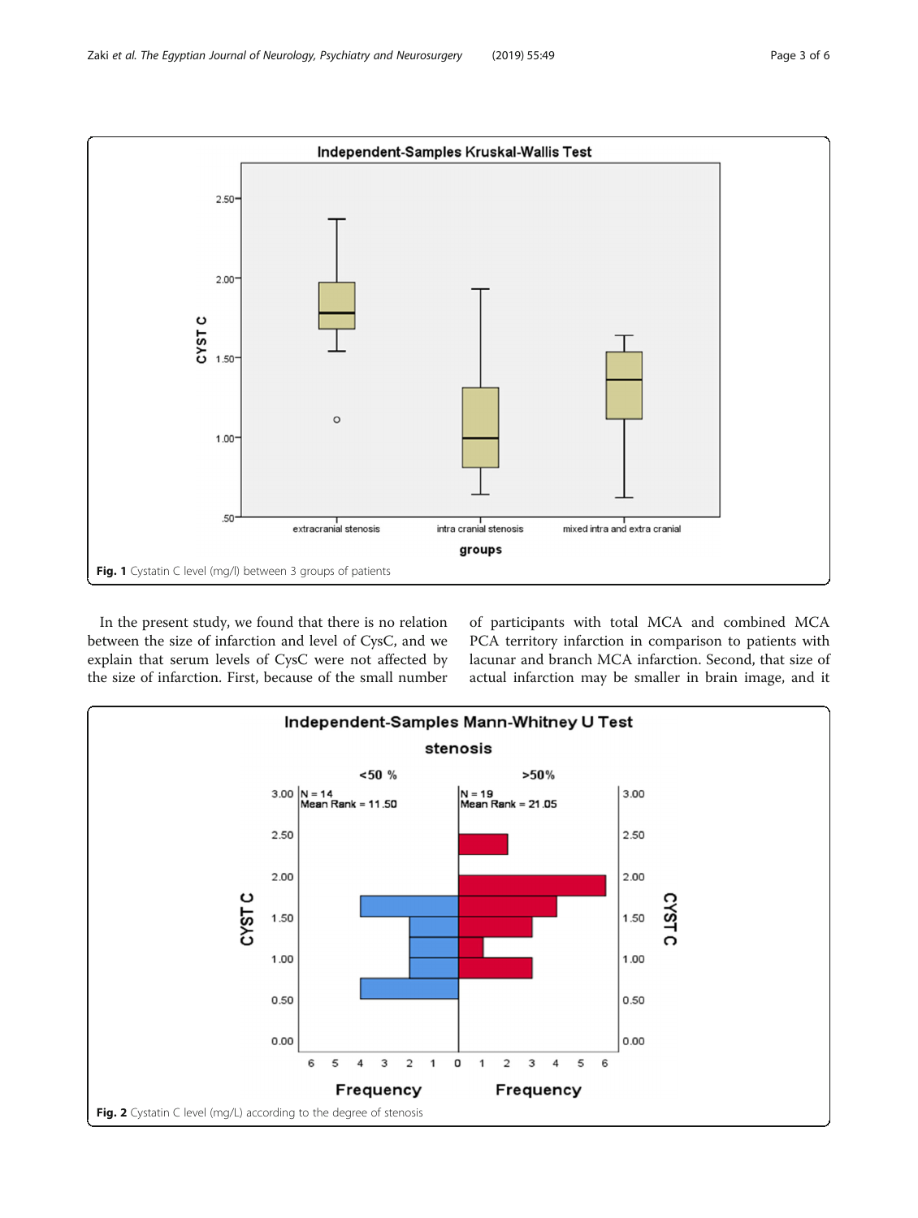Fig. 1 Cystatin C level (mg/l) between 3 groups of patients

In the present study, we found that there is no relation between the size of infarction and level of CysC, and we explain that serum levels of CysC were not affected by the size of infarction. First, because of the small number of participants with total MCA and combined MCA PCA territory infarction in comparison to patients with lacunar and branch MCA infarction. Second, that size of actual infarction may be smaller in brain image, and it

Fig. 2 Cystatin C level (mg/L) according to the degree of stenosis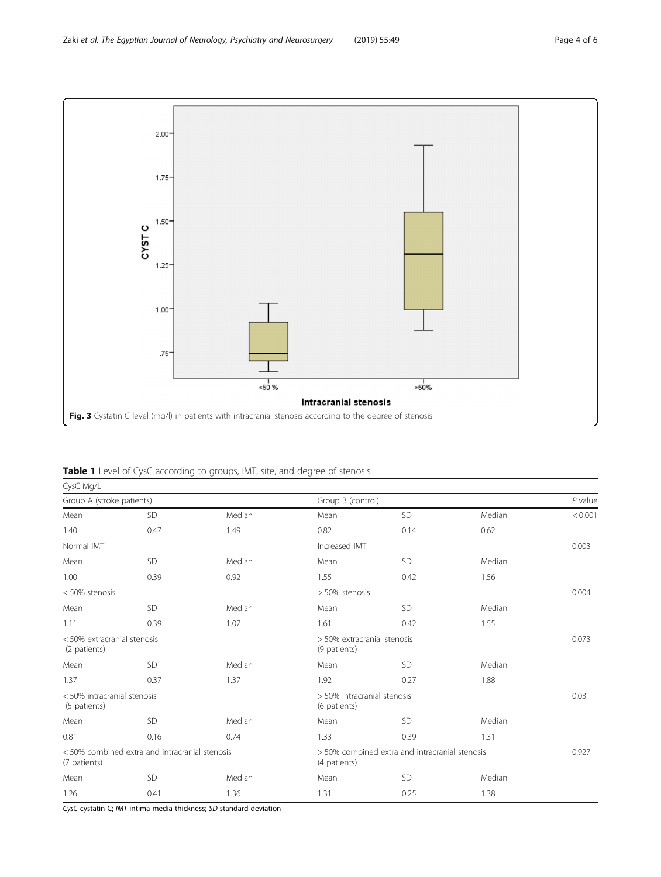Fig. 3 Cystatin C level (mg/l) in patients with intracranial stenosis according to the degree of stenosis

**Table 1** Level of CysC according to groups, IMT, site, and degree of stenosis

| CysC Mg/L | | | | | | |
|---|---|---|---|---|---|---|
| Group A (stroke patients) | | | Group B (control) | | | *P* value |
| Mean | SD | Median | Mean | SD | Median | < 0.001 |
| 1.40 | 0.47 | 1.49 | 0.82 | 0.14 | 0.62 | |
| Normal IMT | | | Increased IMT | | | 0.003 |
| Mean | SD | Median | Mean | SD | Median | |
| 1.00 | 0.39 | 0.92 | 1.55 | 0.42 | 1.56 | |
| < 50% stenosis | | | > 50% stenosis | | | 0.004 |
| Mean | SD | Median | Mean | SD | Median | |
| 1.11 | 0.39 | 1.07 | 1.61 | 0.42 | 1.55 | |
| < 50% extracranial stenosis (2 patients) | | | > 50% extracranial stenosis (9 patients) | | | 0.073 |
| Mean | SD | Median | Mean | SD | Median | |
| 1.37 | 0.37 | 1.37 | 1.92 | 0.27 | 1.88 | |
| < 50% intracranial stenosis (5 patients) | | | > 50% intracranial stenosis (6 patients) | | | 0.03 |
| Mean | SD | Median | Mean | SD | Median | |
| 0.81 | 0.16 | 0.74 | 1.33 | 0.39 | 1.31 | |
| < 50% combined extra and intracranial stenosis (7 patients) | | | > 50% combined extra and intracranial stenosis (4 patients) | | | 0.927 |
| Mean | SD | Median | Mean | SD | Median | |
| 1.26 | 0.41 | 1.36 | 1.31 | 0.25 | 1.38 | |

*CysC* cystatin C; *IMT* intima media thickness; *SD* standard deviation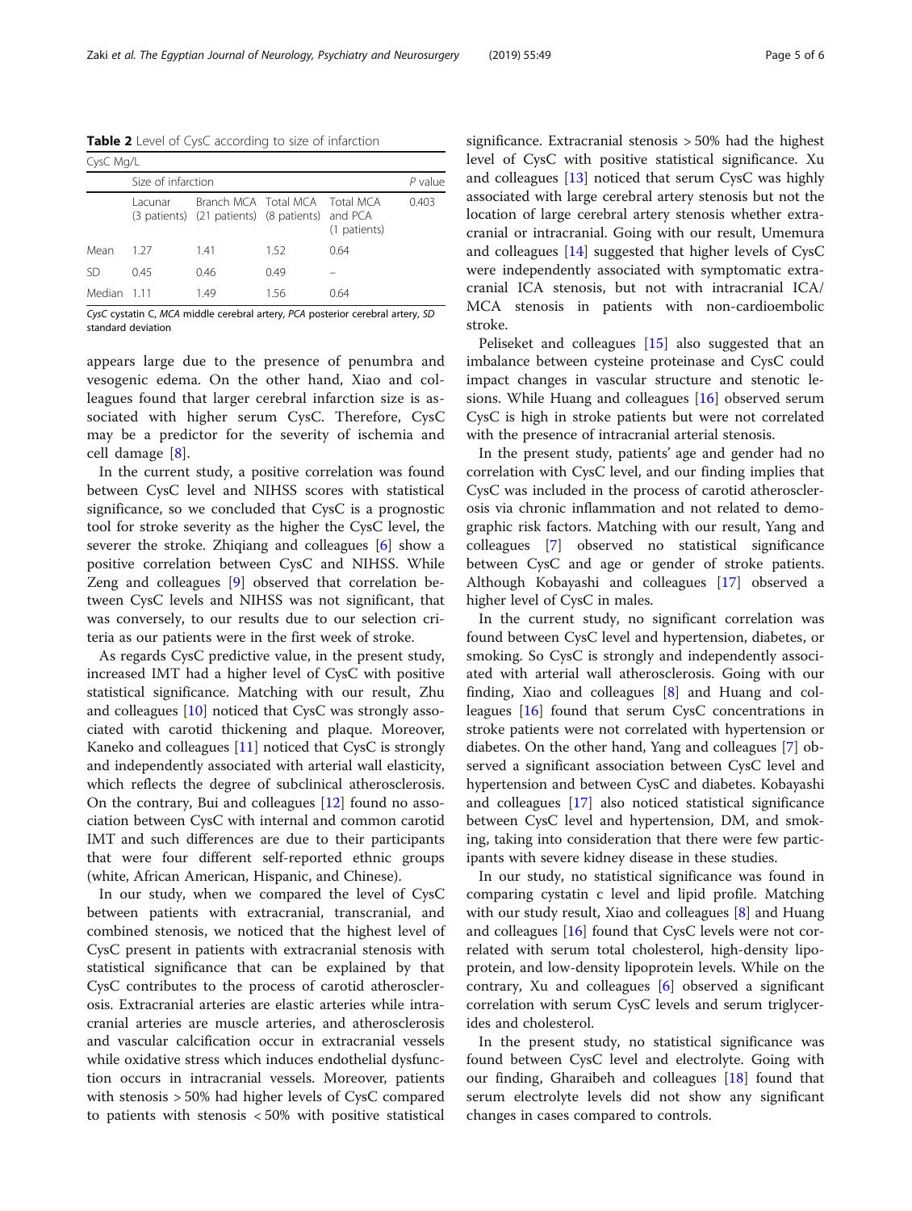**Table 2** Level of CysC according to size of infarction

| CysC Mg/L | | | | | |
|---|---|---|---|---|---|
| | Size of infarction | | | | P value |
| | Lacunar (3 patients) | Branch MCA (21 patients) | Total MCA (8 patients) | Total MCA and PCA (1 patients) | 0.403 |
| Mean | 1.27 | 1.41 | 1.52 | 0.64 | |
| SD | 0.45 | 0.46 | 0.49 | – | |
| Median | 1.11 | 1.49 | 1.56 | 0.64 | |

*CysC* cystatin C, *MCA* middle cerebral artery, *PCA* posterior cerebral artery, *SD* standard deviation

appears large due to the presence of penumbra and vesogenic edema. On the other hand, Xiao and colleagues found that larger cerebral infarction size is associated with higher serum CysC. Therefore, CysC may be a predictor for the severity of ischemia and cell damage [8].

In the current study, a positive correlation was found between CysC level and NIHSS scores with statistical significance, so we concluded that CysC is a prognostic tool for stroke severity as the higher the CysC level, the severer the stroke. Zhiqiang and colleagues [6] show a positive correlation between CysC and NIHSS. While Zeng and colleagues [9] observed that correlation between CysC levels and NIHSS was not significant, that was conversely, to our results due to our selection criteria as our patients were in the first week of stroke.

As regards CysC predictive value, in the present study, increased IMT had a higher level of CysC with positive statistical significance. Matching with our result, Zhu and colleagues [10] noticed that CysC was strongly associated with carotid thickening and plaque. Moreover, Kaneko and colleagues [11] noticed that CysC is strongly and independently associated with arterial wall elasticity, which reflects the degree of subclinical atherosclerosis. On the contrary, Bui and colleagues [12] found no association between CysC with internal and common carotid IMT and such differences are due to their participants that were four different self-reported ethnic groups (white, African American, Hispanic, and Chinese).

In our study, when we compared the level of CysC between patients with extracranial, transcranial, and combined stenosis, we noticed that the highest level of CysC present in patients with extracranial stenosis with statistical significance that can be explained by that CysC contributes to the process of carotid atherosclerosis. Extracranial arteries are elastic arteries while intracranial arteries are muscle arteries, and atherosclerosis and vascular calcification occur in extracranial vessels while oxidative stress which induces endothelial dysfunction occurs in intracranial vessels. Moreover, patients with stenosis > 50% had higher levels of CysC compared to patients with stenosis < 50% with positive statistical significance. Extracranial stenosis > 50% had the highest level of CysC with positive statistical significance. Xu and colleagues [13] noticed that serum CysC was highly associated with large cerebral artery stenosis but not the location of large cerebral artery stenosis whether extracranial or intracranial. Going with our result, Umemura and colleagues [14] suggested that higher levels of CysC were independently associated with symptomatic extracranial ICA stenosis, but not with intracranial ICA/MCA stenosis in patients with non-cardioembolic stroke.

Peliseket and colleagues [15] also suggested that an imbalance between cysteine proteinase and CysC could impact changes in vascular structure and stenotic lesions. While Huang and colleagues [16] observed serum CysC is high in stroke patients but were not correlated with the presence of intracranial arterial stenosis.

In the present study, patients' age and gender had no correlation with CysC level, and our finding implies that CysC was included in the process of carotid atherosclerosis via chronic inflammation and not related to demographic risk factors. Matching with our result, Yang and colleagues [7] observed no statistical significance between CysC and age or gender of stroke patients. Although Kobayashi and colleagues [17] observed a higher level of CysC in males.

In the current study, no significant correlation was found between CysC level and hypertension, diabetes, or smoking. So CysC is strongly and independently associated with arterial wall atherosclerosis. Going with our finding, Xiao and colleagues [8] and Huang and colleagues [16] found that serum CysC concentrations in stroke patients were not correlated with hypertension or diabetes. On the other hand, Yang and colleagues [7] observed a significant association between CysC level and hypertension and between CysC and diabetes. Kobayashi and colleagues [17] also noticed statistical significance between CysC level and hypertension, DM, and smoking, taking into consideration that there were few participants with severe kidney disease in these studies.

In our study, no statistical significance was found in comparing cystatin c level and lipid profile. Matching with our study result, Xiao and colleagues [8] and Huang and colleagues [16] found that CysC levels were not correlated with serum total cholesterol, high-density lipoprotein, and low-density lipoprotein levels. While on the contrary, Xu and colleagues [6] observed a significant correlation with serum CysC levels and serum triglycerides and cholesterol.

In the present study, no statistical significance was found between CysC level and electrolyte. Going with our finding, Gharaibeh and colleagues [18] found that serum electrolyte levels did not show any significant changes in cases compared to controls.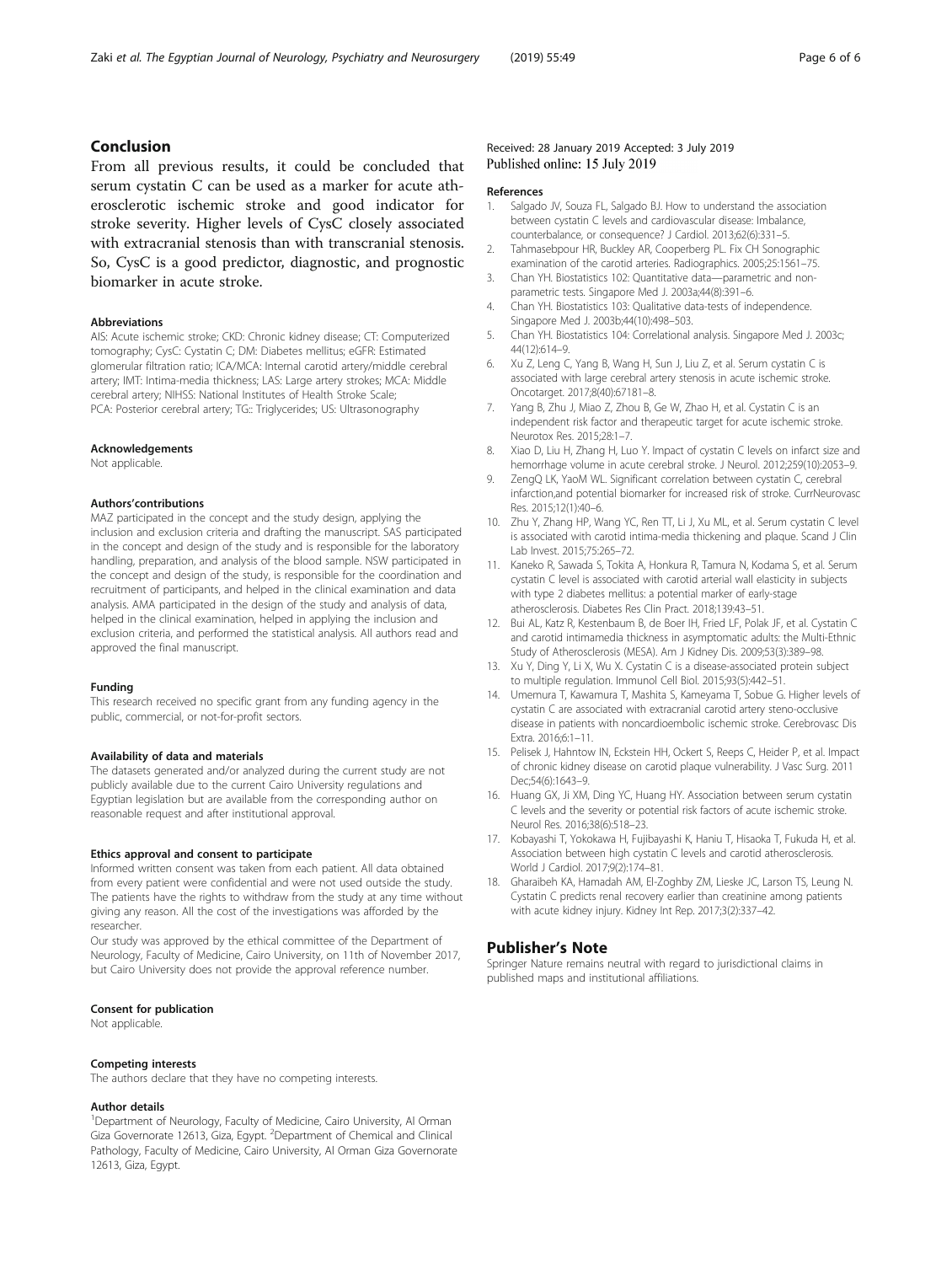## Conclusion

From all previous results, it could be concluded that serum cystatin C can be used as a marker for acute atherosclerotic ischemic stroke and good indicator for stroke severity. Higher levels of CysC closely associated with extracranial stenosis than with transcranial stenosis. So, CysC is a good predictor, diagnostic, and prognostic biomarker in acute stroke.

#### Abbreviations

AIS: Acute ischemic stroke; CKD: Chronic kidney disease; CT: Computerized tomography; CysC: Cystatin C; DM: Diabetes mellitus; eGFR: Estimated glomerular filtration ratio; ICA/MCA: Internal carotid artery/middle cerebral artery; IMT: Intima-media thickness; LAS: Large artery strokes; MCA: Middle cerebral artery; NIHSS: National Institutes of Health Stroke Scale; PCA: Posterior cerebral artery; TG:: Triglycerides; US: Ultrasonography

#### Acknowledgements

Not applicable.

#### Authors'contributions

MAZ participated in the concept and the study design, applying the inclusion and exclusion criteria and drafting the manuscript. SAS participated in the concept and design of the study and is responsible for the laboratory handling, preparation, and analysis of the blood sample. NSW participated in the concept and design of the study, is responsible for the coordination and recruitment of participants, and helped in the clinical examination and data analysis. AMA participated in the design of the study and analysis of data, helped in the clinical examination, helped in applying the inclusion and exclusion criteria, and performed the statistical analysis. All authors read and approved the final manuscript.

#### Funding

This research received no specific grant from any funding agency in the public, commercial, or not-for-profit sectors.

#### Availability of data and materials

The datasets generated and/or analyzed during the current study are not publicly available due to the current Cairo University regulations and Egyptian legislation but are available from the corresponding author on reasonable request and after institutional approval.

#### Ethics approval and consent to participate

Informed written consent was taken from each patient. All data obtained from every patient were confidential and were not used outside the study. The patients have the rights to withdraw from the study at any time without giving any reason. All the cost of the investigations was afforded by the researcher.

Our study was approved by the ethical committee of the Department of Neurology, Faculty of Medicine, Cairo University, on 11th of November 2017, but Cairo University does not provide the approval reference number.

#### Consent for publication

Not applicable.

#### Competing interests

The authors declare that they have no competing interests.

#### Author details

[1]Department of Neurology, Faculty of Medicine, Cairo University, Al Orman Giza Governorate 12613, Giza, Egypt. [2]Department of Chemical and Clinical Pathology, Faculty of Medicine, Cairo University, Al Orman Giza Governorate 12613, Giza, Egypt.

Received: 28 January 2019 Accepted: 3 July 2019
Published online: 15 July 2019

#### References

1. Salgado JV, Souza FL, Salgado BJ. How to understand the association between cystatin C levels and cardiovascular disease: Imbalance, counterbalance, or consequence? J Cardiol. 2013;62(6):331–5.
2. Tahmasebpour HR, Buckley AR, Cooperberg PL. Fix CH Sonographic examination of the carotid arteries. Radiographics. 2005;25:1561–75.
3. Chan YH. Biostatistics 102: Quantitative data—parametric and non-parametric tests. Singapore Med J. 2003a;44(8):391–6.
4. Chan YH. Biostatistics 103: Qualitative data-tests of independence. Singapore Med J. 2003b;44(10):498–503.
5. Chan YH. Biostatistics 104: Correlational analysis. Singapore Med J. 2003c; 44(12):614–9.
6. Xu Z, Leng C, Yang B, Wang H, Sun J, Liu Z, et al. Serum cystatin C is associated with large cerebral artery stenosis in acute ischemic stroke. Oncotarget. 2017;8(40):67181–8.
7. Yang B, Zhu J, Miao Z, Zhou B, Ge W, Zhao H, et al. Cystatin C is an independent risk factor and therapeutic target for acute ischemic stroke. Neurotox Res. 2015;28:1–7.
8. Xiao D, Liu H, Zhang H, Luo Y. Impact of cystatin C levels on infarct size and hemorrhage volume in acute cerebral stroke. J Neurol. 2012;259(10):2053–9.
9. ZengQ LK, YaoM WL. Significant correlation between cystatin C, cerebral infarction,and potential biomarker for increased risk of stroke. CurrNeurovasc Res. 2015;12(1):40–6.
10. Zhu Y, Zhang HP, Wang YC, Ren TT, Li J, Xu ML, et al. Serum cystatin C level is associated with carotid intima-media thickening and plaque. Scand J Clin Lab Invest. 2015;75:265–72.
11. Kaneko R, Sawada S, Tokita A, Honkura R, Tamura N, Kodama S, et al. Serum cystatin C level is associated with carotid arterial wall elasticity in subjects with type 2 diabetes mellitus: a potential marker of early-stage atherosclerosis. Diabetes Res Clin Pract. 2018;139:43–51.
12. Bui AL, Katz R, Kestenbaum B, de Boer IH, Fried LF, Polak JF, et al. Cystatin C and carotid intimamedia thickness in asymptomatic adults: the Multi-Ethnic Study of Atherosclerosis (MESA). Am J Kidney Dis. 2009;53(3):389–98.
13. Xu Y, Ding Y, Li X, Wu X. Cystatin C is a disease-associated protein subject to multiple regulation. Immunol Cell Biol. 2015;93(5):442–51.
14. Umemura T, Kawamura T, Mashita S, Kameyama T, Sobue G. Higher levels of cystatin C are associated with extracranial carotid artery steno-occlusive disease in patients with noncardioembolic ischemic stroke. Cerebrovasc Dis Extra. 2016;6:1–11.
15. Pelisek J, Hahntow IN, Eckstein HH, Ockert S, Reeps C, Heider P, et al. Impact of chronic kidney disease on carotid plaque vulnerability. J Vasc Surg. 2011 Dec;54(6):1643–9.
16. Huang GX, Ji XM, Ding YC, Huang HY. Association between serum cystatin C levels and the severity or potential risk factors of acute ischemic stroke. Neurol Res. 2016;38(6):518–23.
17. Kobayashi T, Yokokawa H, Fujibayashi K, Haniu T, Hisaoka T, Fukuda H, et al. Association between high cystatin C levels and carotid atherosclerosis. World J Cardiol. 2017;9(2):174–81.
18. Gharaibeh KA, Hamadah AM, El-Zoghby ZM, Lieske JC, Larson TS, Leung N. Cystatin C predicts renal recovery earlier than creatinine among patients with acute kidney injury. Kidney Int Rep. 2017;3(2):337–42.

## Publisher's Note

Springer Nature remains neutral with regard to jurisdictional claims in published maps and institutional affiliations.